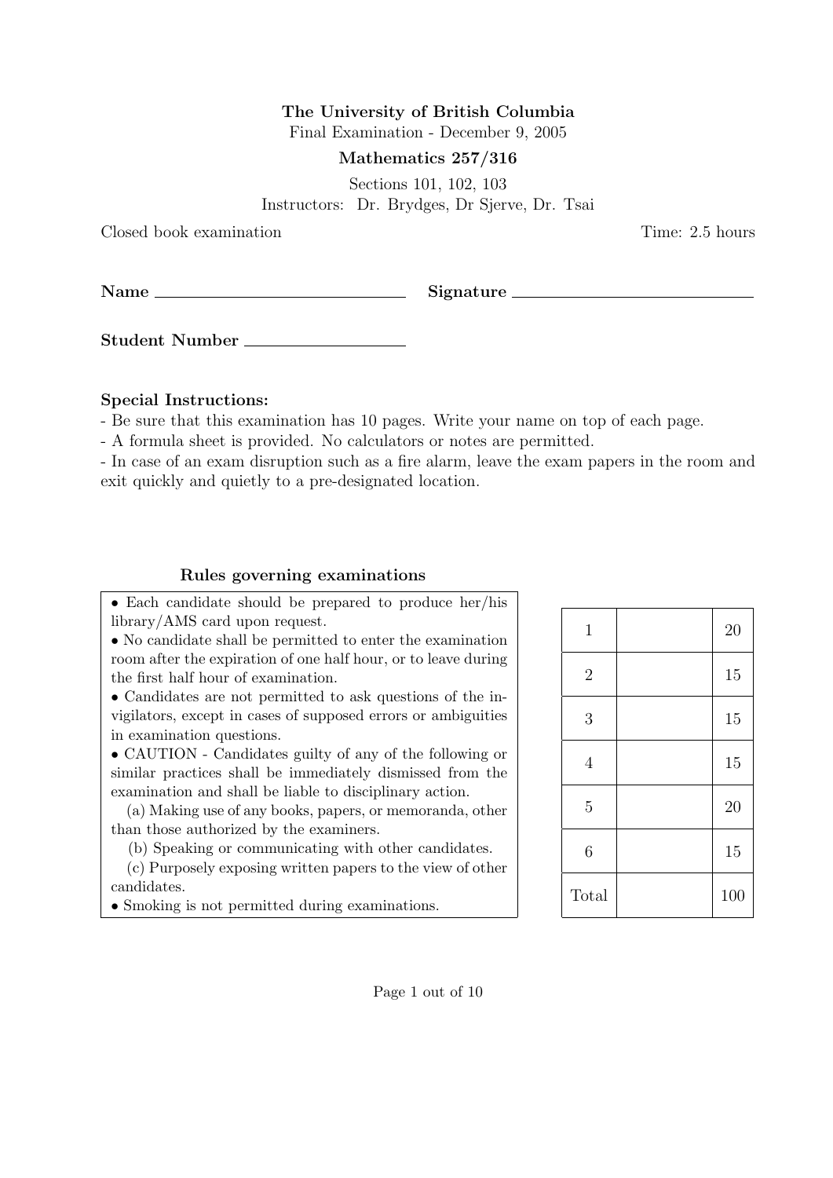**The University of British Columbia**

Final Examination - December 9, 2005

**Mathematics 257/316**

Sections 101, 102, 103

Instructors: Dr. Brydges, Dr Sjerve, Dr. Tsai

Closed book examination

Time: 2.5 hours

**Name** ______________________________ **Signature** ______________________________

**Student Number** __________________

**Special Instructions:**

- Be sure that this examination has 10 pages. Write your name on top of each page.
- A formula sheet is provided. No calculators or notes are permitted.
- In case of an exam disruption such as a fire alarm, leave the exam papers in the room and exit quickly and quietly to a pre-designated location.

**Rules governing examinations**

- Each candidate should be prepared to produce her/his library/AMS card upon request.
- No candidate shall be permitted to enter the examination room after the expiration of one half hour, or to leave during the first half hour of examination.
- Candidates are not permitted to ask questions of the invigilators, except in cases of supposed errors or ambiguities in examination questions.
- CAUTION - Candidates guilty of any of the following or similar practices shall be immediately dismissed from the examination and shall be liable to disciplinary action.
  (a) Making use of any books, papers, or memoranda, other than those authorized by the examiners.
  (b) Speaking or communicating with other candidates.
  (c) Purposely exposing written papers to the view of other candidates.
- Smoking is not permitted during examinations.

| | | |
|---|---|---|
| 1 | | 20 |
| 2 | | 15 |
| 3 | | 15 |
| 4 | | 15 |
| 5 | | 20 |
| 6 | | 15 |
| Total | | 100 |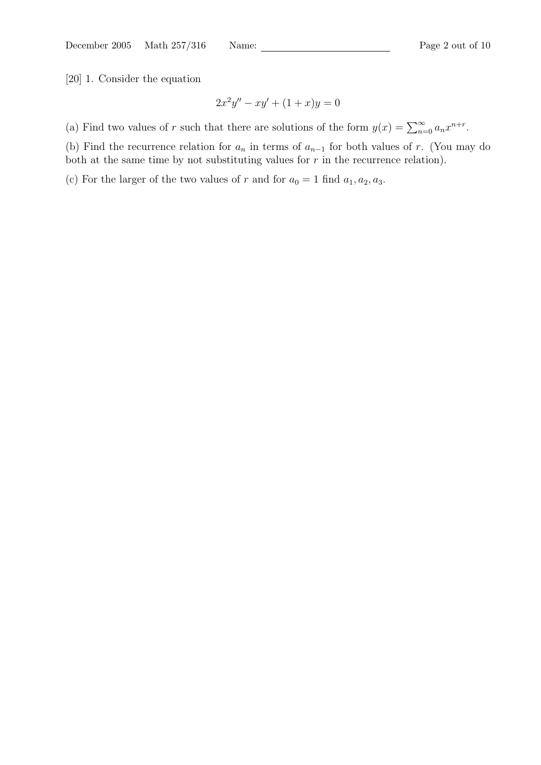[20] 1. Consider the equation

$$2x^2y'' - xy' + (1 + x)y = 0$$

(a) Find two values of $r$ such that there are solutions of the form $y(x) = \sum_{n=0}^{\infty} a_n x^{n+r}$.

(b) Find the recurrence relation for $a_n$ in terms of $a_{n-1}$ for both values of $r$. (You may do both at the same time by not substituting values for $r$ in the recurrence relation).

(c) For the larger of the two values of $r$ and for $a_0 = 1$ find $a_1, a_2, a_3$.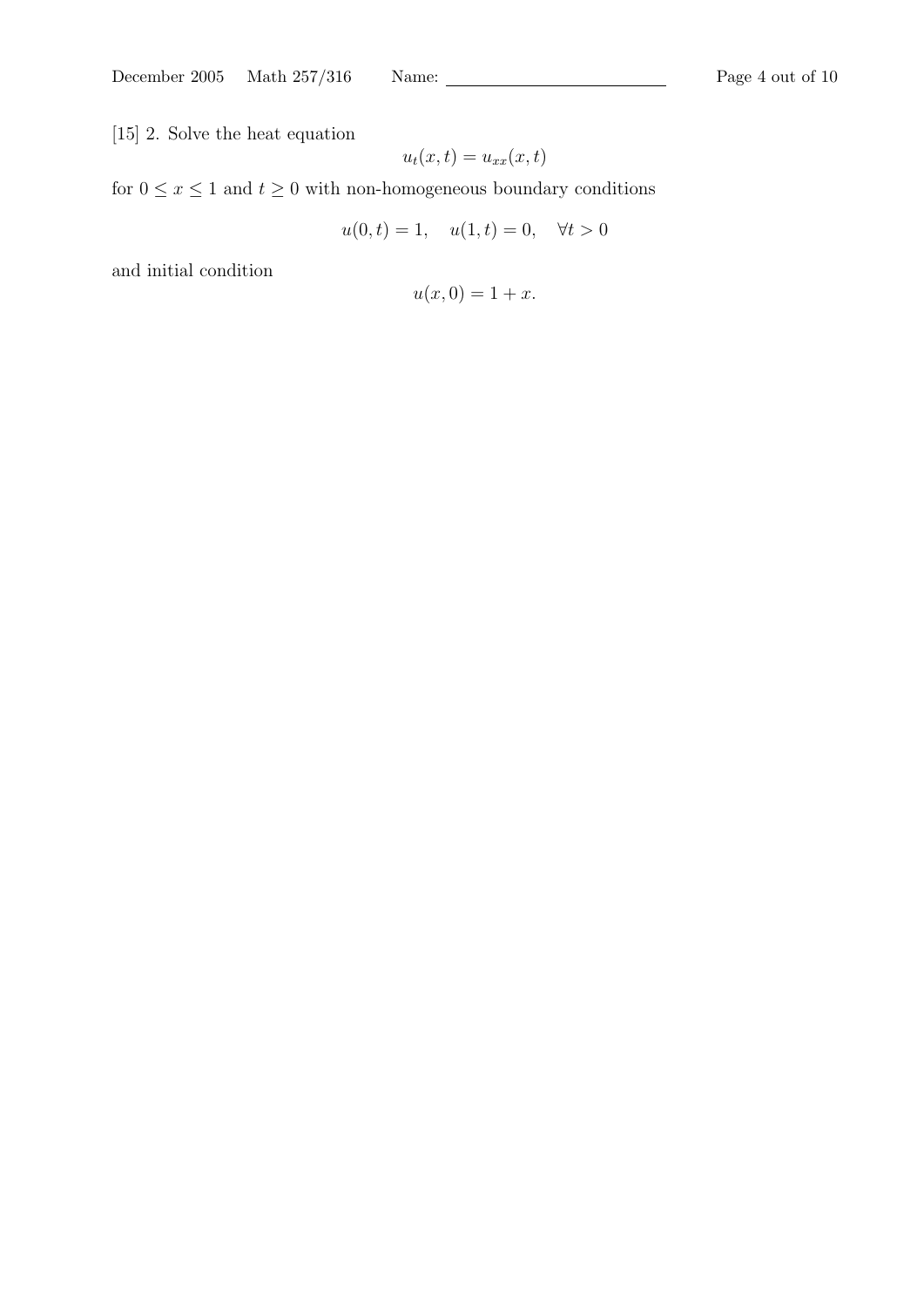[15] 2. Solve the heat equation

$$u_t(x,t) = u_{xx}(x,t)$$

for $0 \leq x \leq 1$ and $t \geq 0$ with non-homogeneous boundary conditions

$$u(0,t) = 1, \quad u(1,t) = 0, \quad \forall t > 0$$

and initial condition

$$u(x,0) = 1 + x.$$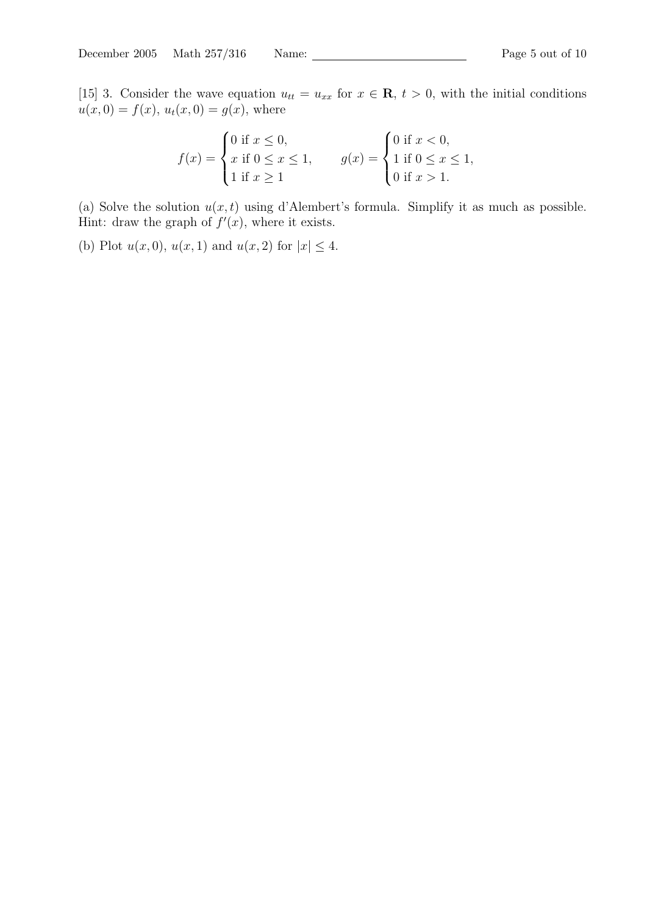[15] 3. Consider the wave equation $u_{tt} = u_{xx}$ for $x \in \mathbf{R}$, $t > 0$, with the initial conditions $u(x,0) = f(x)$, $u_t(x,0) = g(x)$, where

$$f(x) = \begin{cases} 0 \text{ if } x \leq 0, \\ x \text{ if } 0 \leq x \leq 1, \\ 1 \text{ if } x \geq 1 \end{cases} \qquad g(x) = \begin{cases} 0 \text{ if } x < 0, \\ 1 \text{ if } 0 \leq x \leq 1, \\ 0 \text{ if } x > 1. \end{cases}$$

(a) Solve the solution $u(x,t)$ using d'Alembert's formula. Simplify it as much as possible. Hint: draw the graph of $f'(x)$, where it exists.

(b) Plot $u(x,0)$, $u(x,1)$ and $u(x,2)$ for $|x| \leq 4$.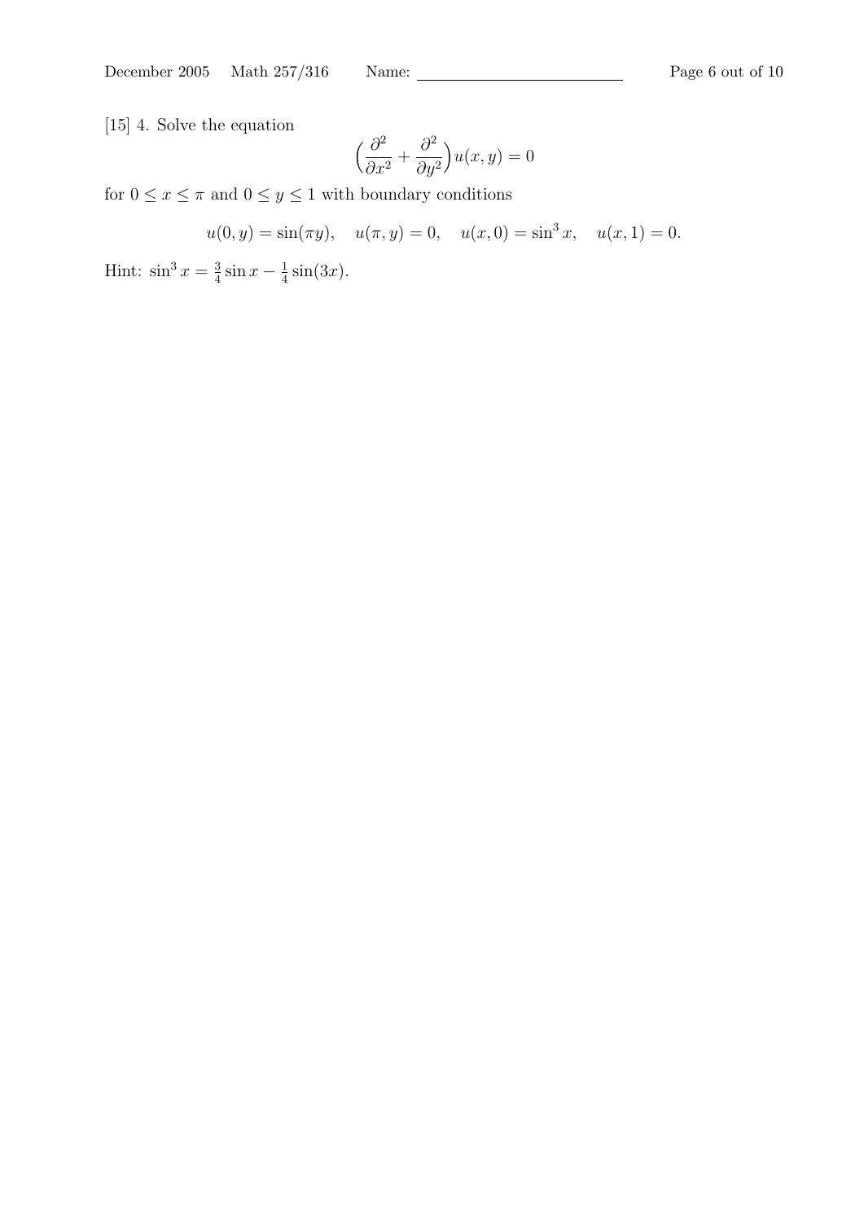[15] 4. Solve the equation

$$\Big(\frac{\partial^2}{\partial x^2} + \frac{\partial^2}{\partial y^2}\Big) u(x, y) = 0$$

for $0 \leq x \leq \pi$ and $0 \leq y \leq 1$ with boundary conditions

$$u(0, y) = \sin(\pi y), \quad u(\pi, y) = 0, \quad u(x, 0) = \sin^3 x, \quad u(x, 1) = 0.$$

Hint: $\sin^3 x = \frac{3}{4}\sin x - \frac{1}{4}\sin(3x)$.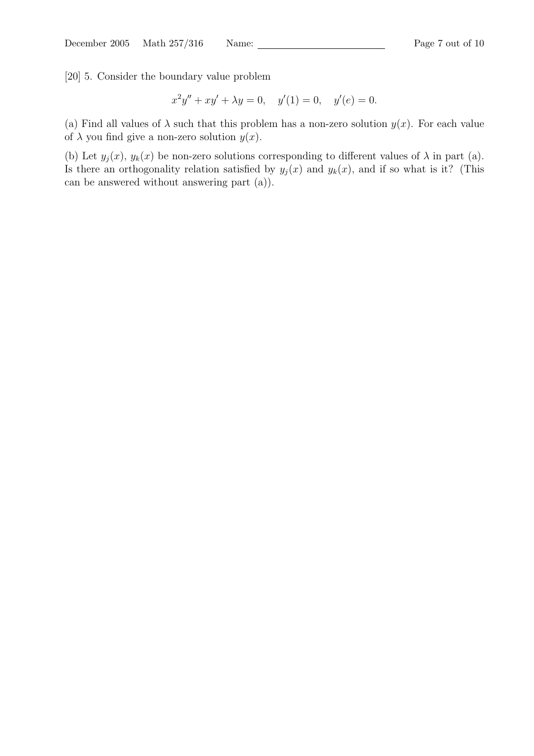[20] 5. Consider the boundary value problem

$$x^2y'' + xy' + \lambda y = 0, \quad y'(1) = 0, \quad y'(e) = 0.$$

(a) Find all values of $\lambda$ such that this problem has a non-zero solution $y(x)$. For each value of $\lambda$ you find give a non-zero solution $y(x)$.

(b) Let $y_j(x)$, $y_k(x)$ be non-zero solutions corresponding to different values of $\lambda$ in part (a). Is there an orthogonality relation satisfied by $y_j(x)$ and $y_k(x)$, and if so what is it? (This can be answered without answering part (a)).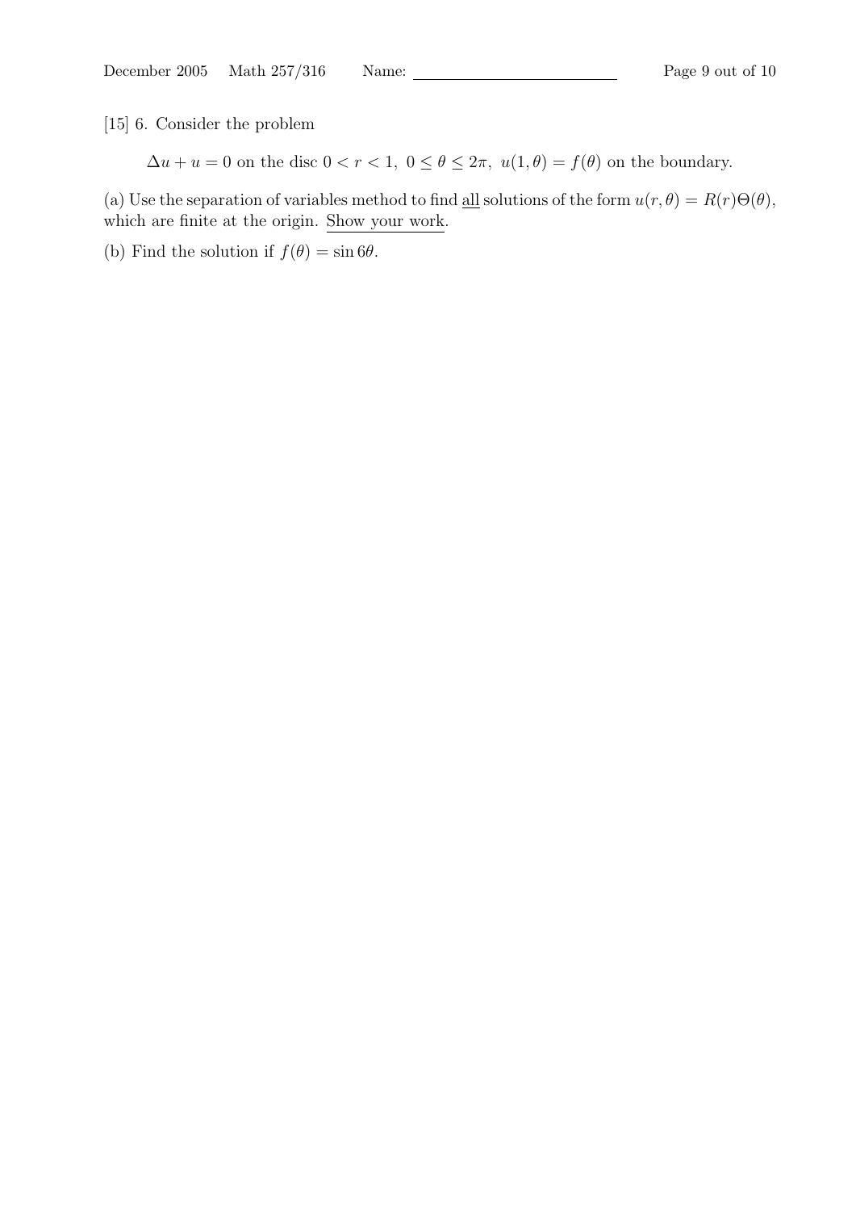[15] 6. Consider the problem

$$\Delta u + u = 0 \text{ on the disc } 0 < r < 1,\ 0 \leq \theta \leq 2\pi,\ u(1, \theta) = f(\theta) \text{ on the boundary.}$$

(a) Use the separation of variables method to find <u>all</u> solutions of the form $u(r, \theta) = R(r)\Theta(\theta)$, which are finite at the origin. <u>Show your work</u>.

(b) Find the solution if $f(\theta) = \sin 6\theta$.